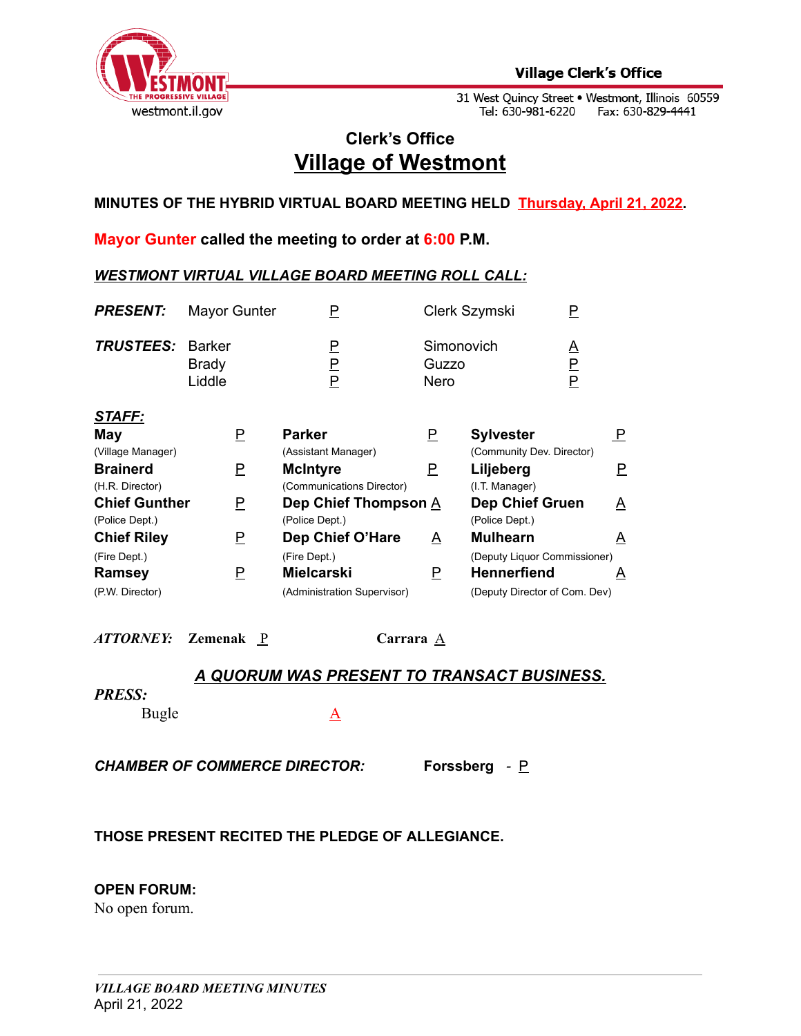Village Clerk's Office

31 West Quincy Street • Westmont, Illinois 60559
Tel: 630-981-6220 Fax: 630-829-4441

## Clerk's Office
# Village of Westmont

**MINUTES OF THE HYBRID VIRTUAL BOARD MEETING HELD Thursday, April 21, 2022.**

**Mayor Gunter called the meeting to order at 6:00 P.M.**

***WESTMONT VIRTUAL VILLAGE BOARD MEETING ROLL CALL:***

| | | | | |
|---|---|---|---|---|
| ***PRESENT:*** | Mayor Gunter | P | Clerk Szymski | P |
| ***TRUSTEES:*** | Barker | P | Simonovich | A |
| | Brady | P | Guzzo | P |
| | Liddle | P | Nero | P |

***STAFF:***

| | | | | | |
|---|---|---|---|---|---|
| **May** (Village Manager) | P | **Parker** (Assistant Manager) | P | **Sylvester** (Community Dev. Director) | P |
| **Brainerd** (H.R. Director) | P | **McIntyre** (Communications Director) | P | **Liljeberg** (I.T. Manager) | P |
| **Chief Gunther** (Police Dept.) | P | **Dep Chief Thompson** (Police Dept.) | A | **Dep Chief Gruen** (Police Dept.) | A |
| **Chief Riley** (Fire Dept.) | P | **Dep Chief O'Hare** (Fire Dept.) | A | **Mulhearn** (Deputy Liquor Commissioner) | A |
| **Ramsey** (P.W. Director) | P | **Mielcarski** (Administration Supervisor) | P | **Hennerfiend** (Deputy Director of Com. Dev) | A |

***ATTORNEY:*** **Zemenak** P **Carrara** A

***A QUORUM WAS PRESENT TO TRANSACT BUSINESS.***

***PRESS:***

Bugle A

***CHAMBER OF COMMERCE DIRECTOR:*** **Forssberg** - P

**THOSE PRESENT RECITED THE PLEDGE OF ALLEGIANCE.**

**OPEN FORUM:**
No open forum.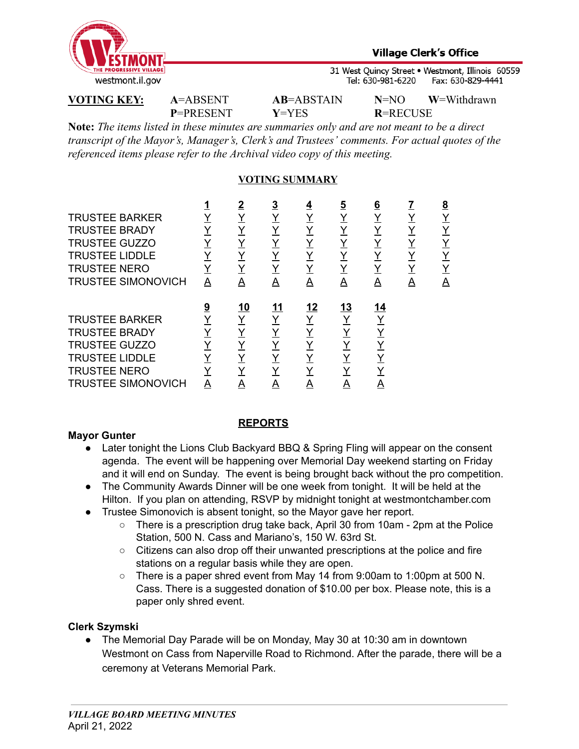**Village Clerk's Office**

31 West Quincy Street • Westmont, Illinois 60559
Tel: 630-981-6220 Fax: 630-829-4441

westmont.il.gov

**VOTING KEY:** **A**=ABSENT **AB**=ABSTAIN **N**=NO **W**=Withdrawn
**P**=PRESENT **Y**=YES **R**=RECUSE

**Note:** *The items listed in these minutes are summaries only and are not meant to be a direct transcript of the Mayor's, Manager's, Clerk's and Trustees' comments. For actual quotes of the referenced items please refer to the Archival video copy of this meeting.*

## VOTING SUMMARY

| | 1 | 2 | 3 | 4 | 5 | 6 | 7 | 8 |
|---|---|---|---|---|---|---|---|---|
| TRUSTEE BARKER | Y | Y | Y | Y | Y | Y | Y | Y |
| TRUSTEE BRADY | Y | Y | Y | Y | Y | Y | Y | Y |
| TRUSTEE GUZZO | Y | Y | Y | Y | Y | Y | Y | Y |
| TRUSTEE LIDDLE | Y | Y | Y | Y | Y | Y | Y | Y |
| TRUSTEE NERO | Y | Y | Y | Y | Y | Y | Y | Y |
| TRUSTEE SIMONOVICH | A | A | A | A | A | A | A | A |

| | 9 | 10 | 11 | 12 | 13 | 14 |
|---|---|---|---|---|---|---|
| TRUSTEE BARKER | Y | Y | Y | Y | Y | Y |
| TRUSTEE BRADY | Y | Y | Y | Y | Y | Y |
| TRUSTEE GUZZO | Y | Y | Y | Y | Y | Y |
| TRUSTEE LIDDLE | Y | Y | Y | Y | Y | Y |
| TRUSTEE NERO | Y | Y | Y | Y | Y | Y |
| TRUSTEE SIMONOVICH | A | A | A | A | A | A |

## REPORTS

**Mayor Gunter**

- Later tonight the Lions Club Backyard BBQ & Spring Fling will appear on the consent agenda. The event will be happening over Memorial Day weekend starting on Friday and it will end on Sunday. The event is being brought back without the pro competition.
- The Community Awards Dinner will be one week from tonight. It will be held at the Hilton. If you plan on attending, RSVP by midnight tonight at westmontchamber.com
- Trustee Simonovich is absent tonight, so the Mayor gave her report.
  - There is a prescription drug take back, April 30 from 10am - 2pm at the Police Station, 500 N. Cass and Mariano's, 150 W. 63rd St.
  - Citizens can also drop off their unwanted prescriptions at the police and fire stations on a regular basis while they are open.
  - There is a paper shred event from May 14 from 9:00am to 1:00pm at 500 N. Cass. There is a suggested donation of $10.00 per box. Please note, this is a paper only shred event.

**Clerk Szymski**

- The Memorial Day Parade will be on Monday, May 30 at 10:30 am in downtown Westmont on Cass from Naperville Road to Richmond. After the parade, there will be a ceremony at Veterans Memorial Park.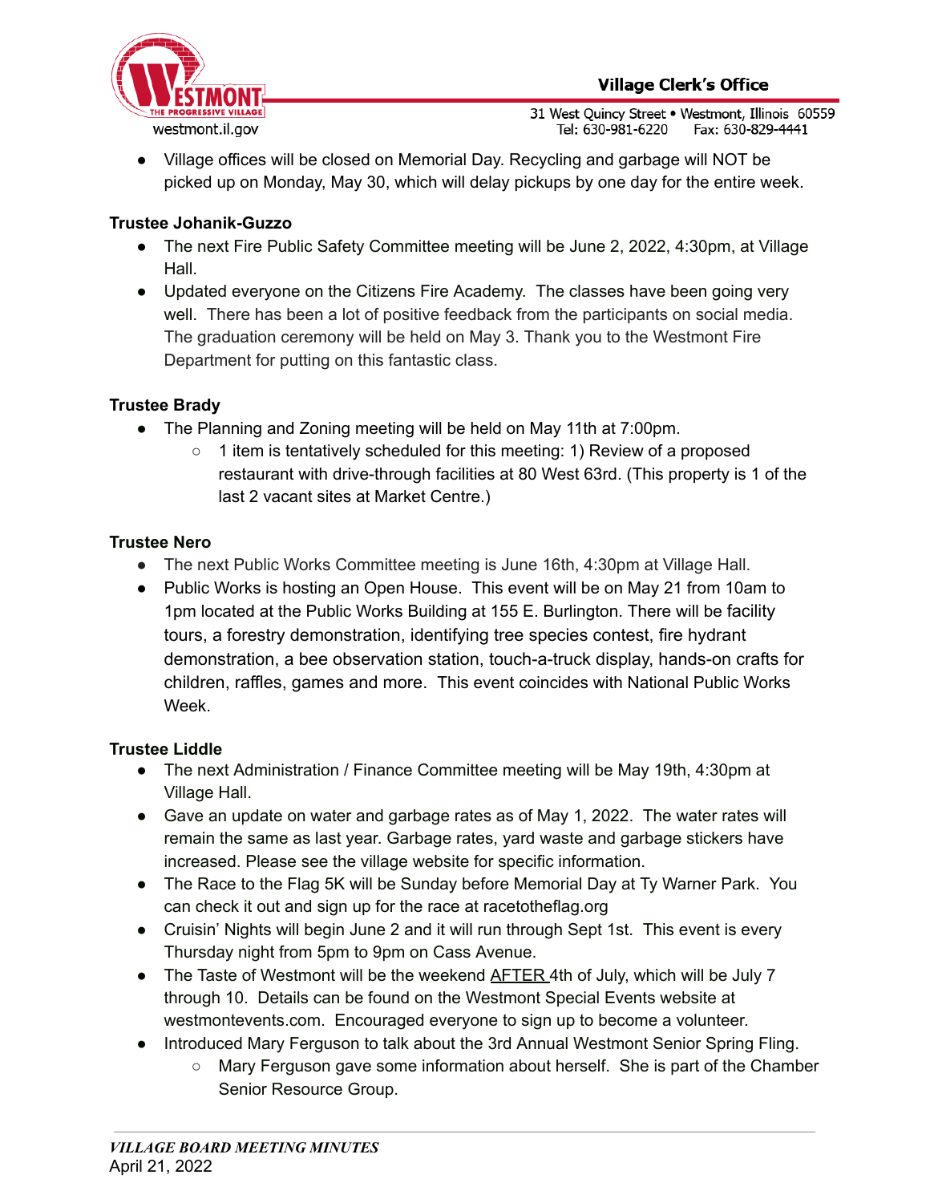- Village offices will be closed on Memorial Day. Recycling and garbage will NOT be picked up on Monday, May 30, which will delay pickups by one day for the entire week.

**Trustee Johanik-Guzzo**

- The next Fire Public Safety Committee meeting will be June 2, 2022, 4:30pm, at Village Hall.
- Updated everyone on the Citizens Fire Academy. The classes have been going very well. There has been a lot of positive feedback from the participants on social media. The graduation ceremony will be held on May 3. Thank you to the Westmont Fire Department for putting on this fantastic class.

**Trustee Brady**

- The Planning and Zoning meeting will be held on May 11th at 7:00pm.
  - 1 item is tentatively scheduled for this meeting: 1) Review of a proposed restaurant with drive-through facilities at 80 West 63rd. (This property is 1 of the last 2 vacant sites at Market Centre.)

**Trustee Nero**

- The next Public Works Committee meeting is June 16th, 4:30pm at Village Hall.
- Public Works is hosting an Open House. This event will be on May 21 from 10am to 1pm located at the Public Works Building at 155 E. Burlington. There will be facility tours, a forestry demonstration, identifying tree species contest, fire hydrant demonstration, a bee observation station, touch-a-truck display, hands-on crafts for children, raffles, games and more. This event coincides with National Public Works Week.

**Trustee Liddle**

- The next Administration / Finance Committee meeting will be May 19th, 4:30pm at Village Hall.
- Gave an update on water and garbage rates as of May 1, 2022. The water rates will remain the same as last year. Garbage rates, yard waste and garbage stickers have increased. Please see the village website for specific information.
- The Race to the Flag 5K will be Sunday before Memorial Day at Ty Warner Park. You can check it out and sign up for the race at racetotheflag.org
- Cruisin' Nights will begin June 2 and it will run through Sept 1st. This event is every Thursday night from 5pm to 9pm on Cass Avenue.
- The Taste of Westmont will be the weekend AFTER 4th of July, which will be July 7 through 10. Details can be found on the Westmont Special Events website at westmontevents.com. Encouraged everyone to sign up to become a volunteer.
- Introduced Mary Ferguson to talk about the 3rd Annual Westmont Senior Spring Fling.
  - Mary Ferguson gave some information about herself. She is part of the Chamber Senior Resource Group.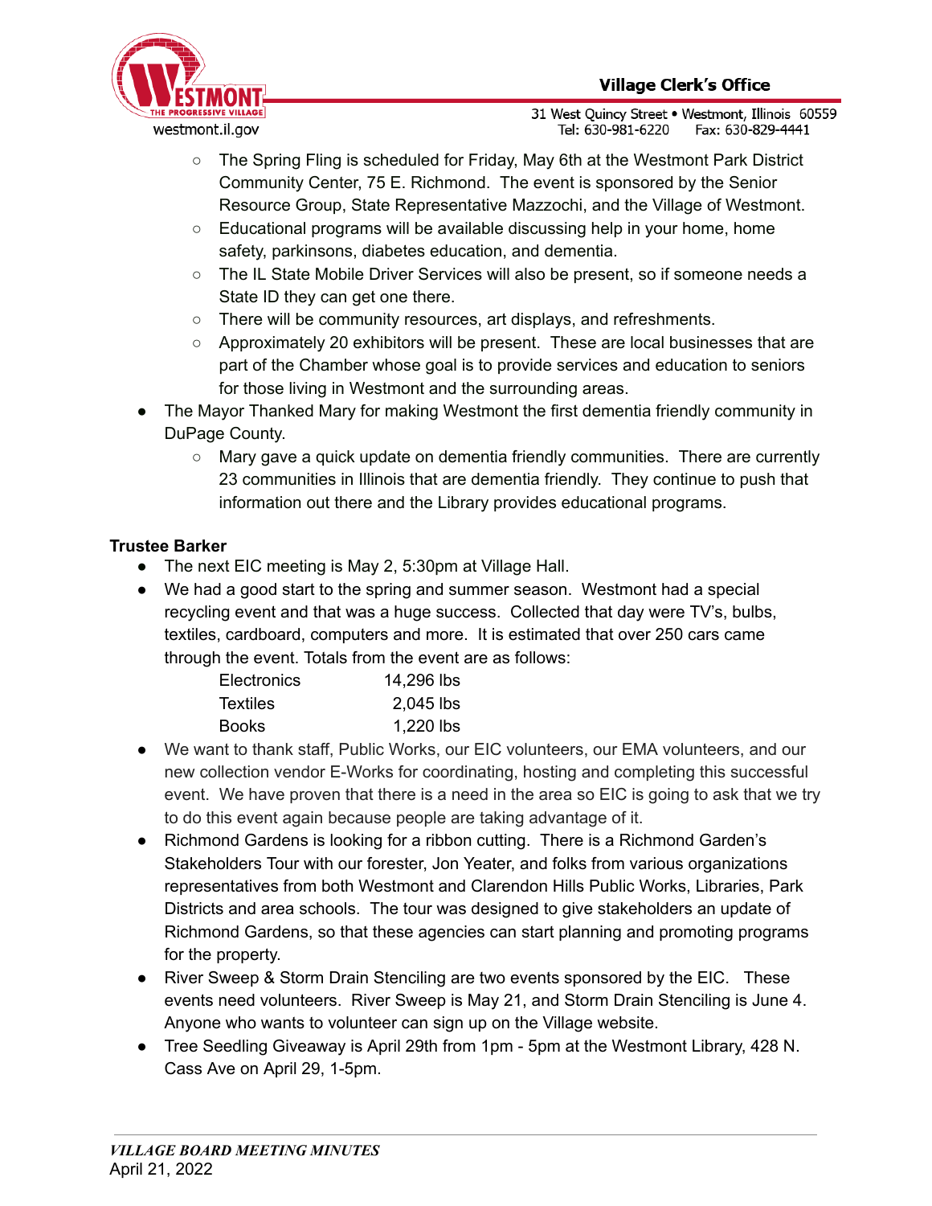- The Spring Fling is scheduled for Friday, May 6th at the Westmont Park District Community Center, 75 E. Richmond. The event is sponsored by the Senior Resource Group, State Representative Mazzochi, and the Village of Westmont.
    - Educational programs will be available discussing help in your home, home safety, parkinsons, diabetes education, and dementia.
    - The IL State Mobile Driver Services will also be present, so if someone needs a State ID they can get one there.
    - There will be community resources, art displays, and refreshments.
    - Approximately 20 exhibitors will be present. These are local businesses that are part of the Chamber whose goal is to provide services and education to seniors for those living in Westmont and the surrounding areas.
- The Mayor Thanked Mary for making Westmont the first dementia friendly community in DuPage County.
    - Mary gave a quick update on dementia friendly communities. There are currently 23 communities in Illinois that are dementia friendly. They continue to push that information out there and the Library provides educational programs.

**Trustee Barker**

- The next EIC meeting is May 2, 5:30pm at Village Hall.
- We had a good start to the spring and summer season. Westmont had a special recycling event and that was a huge success. Collected that day were TV's, bulbs, textiles, cardboard, computers and more. It is estimated that over 250 cars came through the event. Totals from the event are as follows:

| | |
|---|---|
| Electronics | 14,296 lbs |
| Textiles | 2,045 lbs |
| Books | 1,220 lbs |

- We want to thank staff, Public Works, our EIC volunteers, our EMA volunteers, and our new collection vendor E-Works for coordinating, hosting and completing this successful event. We have proven that there is a need in the area so EIC is going to ask that we try to do this event again because people are taking advantage of it.
- Richmond Gardens is looking for a ribbon cutting. There is a Richmond Garden's Stakeholders Tour with our forester, Jon Yeater, and folks from various organizations representatives from both Westmont and Clarendon Hills Public Works, Libraries, Park Districts and area schools. The tour was designed to give stakeholders an update of Richmond Gardens, so that these agencies can start planning and promoting programs for the property.
- River Sweep & Storm Drain Stenciling are two events sponsored by the EIC. These events need volunteers. River Sweep is May 21, and Storm Drain Stenciling is June 4. Anyone who wants to volunteer can sign up on the Village website.
- Tree Seedling Giveaway is April 29th from 1pm - 5pm at the Westmont Library, 428 N. Cass Ave on April 29, 1-5pm.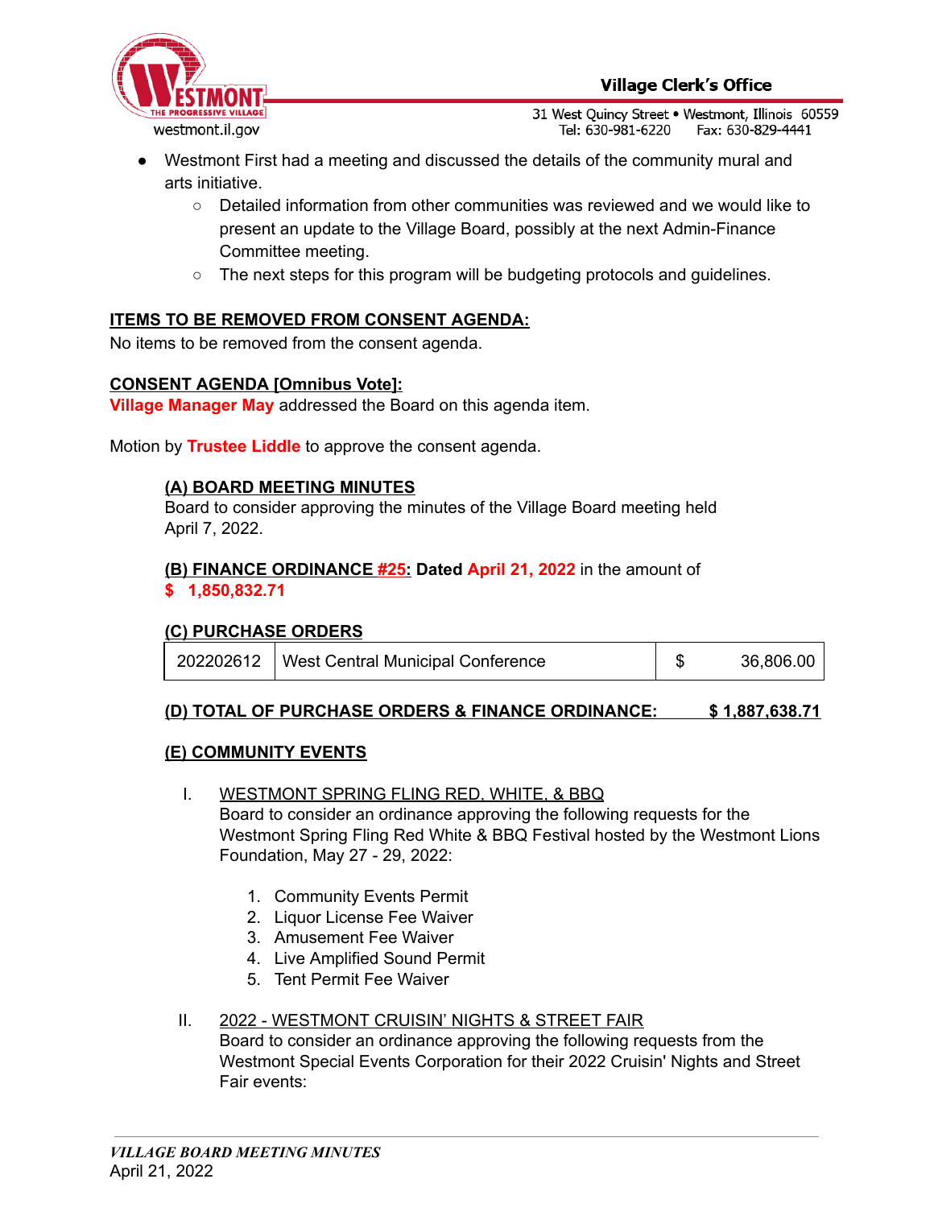- Westmont First had a meeting and discussed the details of the community mural and arts initiative.
  - Detailed information from other communities was reviewed and we would like to present an update to the Village Board, possibly at the next Admin-Finance Committee meeting.
  - The next steps for this program will be budgeting protocols and guidelines.

**ITEMS TO BE REMOVED FROM CONSENT AGENDA:**

No items to be removed from the consent agenda.

**CONSENT AGENDA [Omnibus Vote]:**

**Village Manager May** addressed the Board on this agenda item.

Motion by **Trustee Liddle** to approve the consent agenda.

**(A) BOARD MEETING MINUTES**

Board to consider approving the minutes of the Village Board meeting held April 7, 2022.

**(B) FINANCE ORDINANCE #25: Dated April 21, 2022** in the amount of **$ 1,850,832.71**

**(C) PURCHASE ORDERS**

| | | | |
|---|---|---|---|
| 202202612 | West Central Municipal Conference | $ | 36,806.00 |

**(D) TOTAL OF PURCHASE ORDERS & FINANCE ORDINANCE: $ 1,887,638.71**

**(E) COMMUNITY EVENTS**

I. WESTMONT SPRING FLING RED, WHITE, & BBQ

Board to consider an ordinance approving the following requests for the Westmont Spring Fling Red White & BBQ Festival hosted by the Westmont Lions Foundation, May 27 - 29, 2022:

1. Community Events Permit
2. Liquor License Fee Waiver
3. Amusement Fee Waiver
4. Live Amplified Sound Permit
5. Tent Permit Fee Waiver

II. 2022 - WESTMONT CRUISIN' NIGHTS & STREET FAIR

Board to consider an ordinance approving the following requests from the Westmont Special Events Corporation for their 2022 Cruisin' Nights and Street Fair events: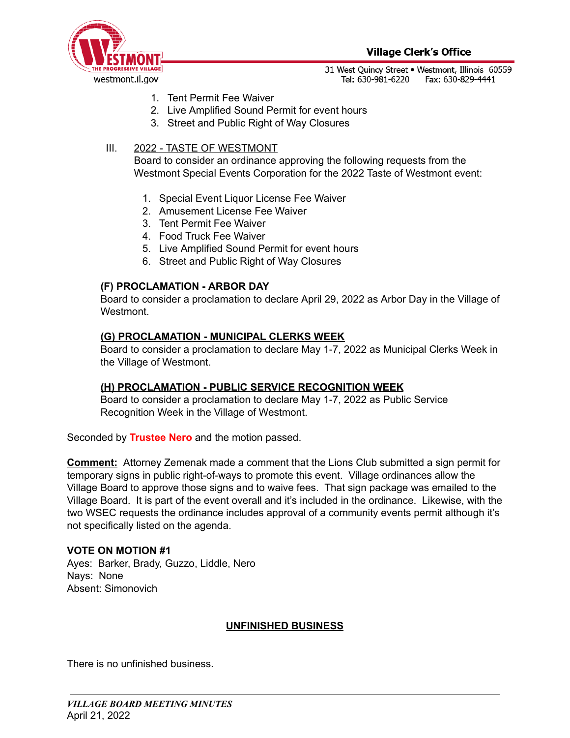1. Tent Permit Fee Waiver
2. Live Amplified Sound Permit for event hours
3. Street and Public Right of Way Closures

III. 2022 - TASTE OF WESTMONT

Board to consider an ordinance approving the following requests from the Westmont Special Events Corporation for the 2022 Taste of Westmont event:

1. Special Event Liquor License Fee Waiver
2. Amusement License Fee Waiver
3. Tent Permit Fee Waiver
4. Food Truck Fee Waiver
5. Live Amplified Sound Permit for event hours
6. Street and Public Right of Way Closures

**(F) PROCLAMATION - ARBOR DAY**

Board to consider a proclamation to declare April 29, 2022 as Arbor Day in the Village of Westmont.

**(G) PROCLAMATION - MUNICIPAL CLERKS WEEK**

Board to consider a proclamation to declare May 1-7, 2022 as Municipal Clerks Week in the Village of Westmont.

**(H) PROCLAMATION - PUBLIC SERVICE RECOGNITION WEEK**

Board to consider a proclamation to declare May 1-7, 2022 as Public Service Recognition Week in the Village of Westmont.

Seconded by **Trustee Nero** and the motion passed.

**Comment:** Attorney Zemenak made a comment that the Lions Club submitted a sign permit for temporary signs in public right-of-ways to promote this event. Village ordinances allow the Village Board to approve those signs and to waive fees. That sign package was emailed to the Village Board. It is part of the event overall and it's included in the ordinance. Likewise, with the two WSEC requests the ordinance includes approval of a community events permit although it's not specifically listed on the agenda.

**VOTE ON MOTION #1**

Ayes: Barker, Brady, Guzzo, Liddle, Nero
Nays: None
Absent: Simonovich

## UNFINISHED BUSINESS

There is no unfinished business.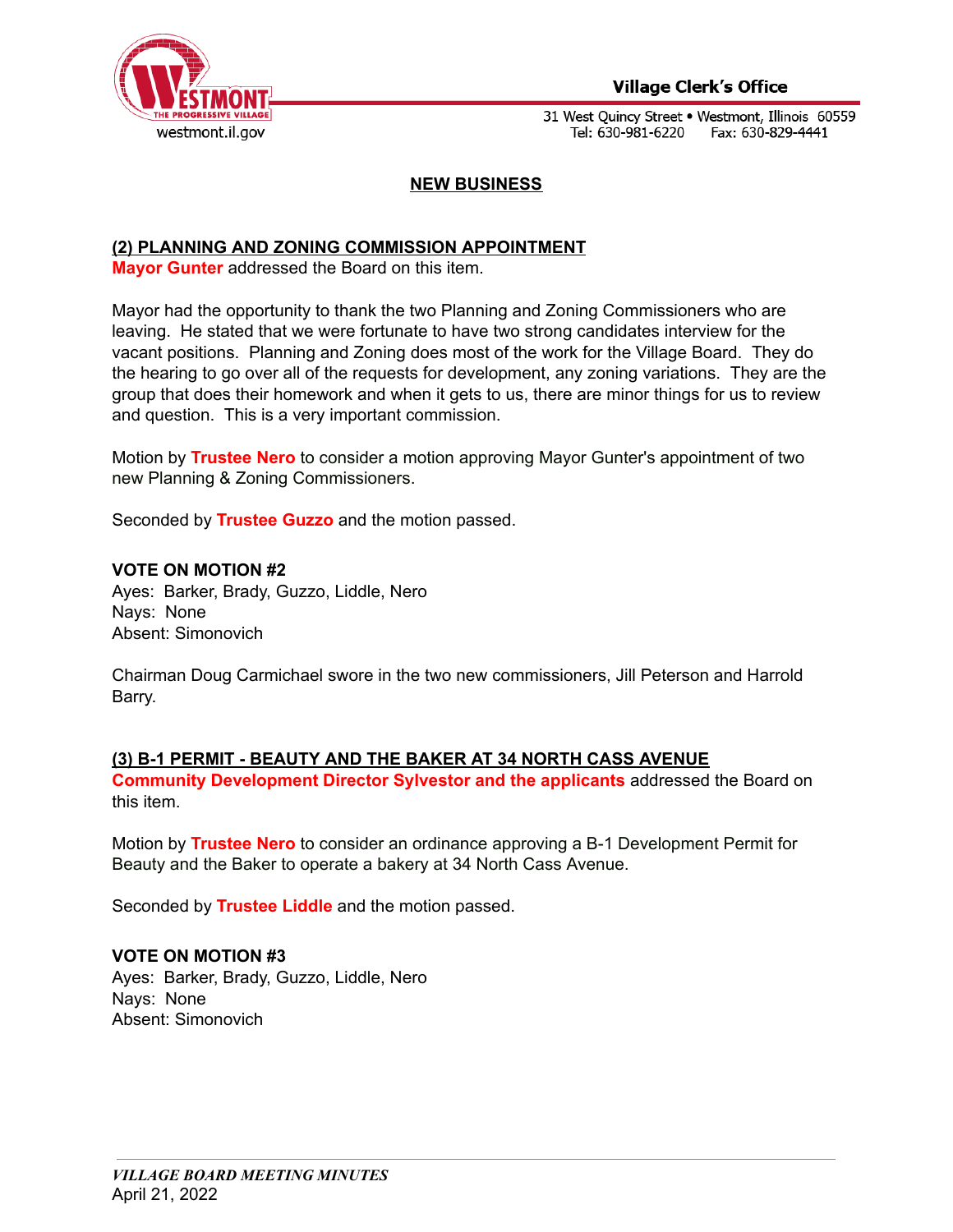## NEW BUSINESS

### (2) PLANNING AND ZONING COMMISSION APPOINTMENT

**Mayor Gunter** addressed the Board on this item.

Mayor had the opportunity to thank the two Planning and Zoning Commissioners who are leaving. He stated that we were fortunate to have two strong candidates interview for the vacant positions. Planning and Zoning does most of the work for the Village Board. They do the hearing to go over all of the requests for development, any zoning variations. They are the group that does their homework and when it gets to us, there are minor things for us to review and question. This is a very important commission.

Motion by **Trustee Nero** to consider a motion approving Mayor Gunter's appointment of two new Planning & Zoning Commissioners.

Seconded by **Trustee Guzzo** and the motion passed.

**VOTE ON MOTION #2**
Ayes: Barker, Brady, Guzzo, Liddle, Nero
Nays: None
Absent: Simonovich

Chairman Doug Carmichael swore in the two new commissioners, Jill Peterson and Harrold Barry.

### (3) B-1 PERMIT - BEAUTY AND THE BAKER AT 34 NORTH CASS AVENUE

**Community Development Director Sylvestor and the applicants** addressed the Board on this item.

Motion by **Trustee Nero** to consider an ordinance approving a B-1 Development Permit for Beauty and the Baker to operate a bakery at 34 North Cass Avenue.

Seconded by **Trustee Liddle** and the motion passed.

**VOTE ON MOTION #3**
Ayes: Barker, Brady, Guzzo, Liddle, Nero
Nays: None
Absent: Simonovich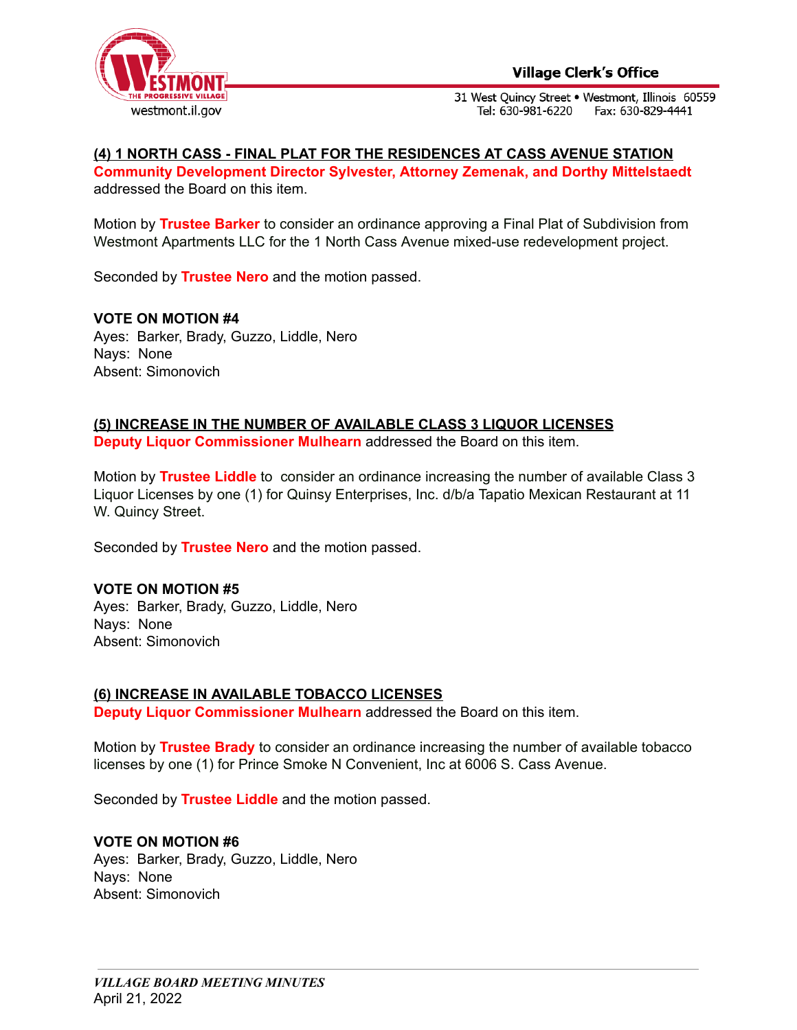**(4) 1 NORTH CASS - FINAL PLAT FOR THE RESIDENCES AT CASS AVENUE STATION**

**Community Development Director Sylvester, Attorney Zemenak, and Dorthy Mittelstaedt** addressed the Board on this item.

Motion by **Trustee Barker** to consider an ordinance approving a Final Plat of Subdivision from Westmont Apartments LLC for the 1 North Cass Avenue mixed-use redevelopment project.

Seconded by **Trustee Nero** and the motion passed.

**VOTE ON MOTION #4**
Ayes: Barker, Brady, Guzzo, Liddle, Nero
Nays: None
Absent: Simonovich

**(5) INCREASE IN THE NUMBER OF AVAILABLE CLASS 3 LIQUOR LICENSES**

**Deputy Liquor Commissioner Mulhearn** addressed the Board on this item.

Motion by **Trustee Liddle** to consider an ordinance increasing the number of available Class 3 Liquor Licenses by one (1) for Quinsy Enterprises, Inc. d/b/a Tapatio Mexican Restaurant at 11 W. Quincy Street.

Seconded by **Trustee Nero** and the motion passed.

**VOTE ON MOTION #5**
Ayes: Barker, Brady, Guzzo, Liddle, Nero
Nays: None
Absent: Simonovich

**(6) INCREASE IN AVAILABLE TOBACCO LICENSES**

**Deputy Liquor Commissioner Mulhearn** addressed the Board on this item.

Motion by **Trustee Brady** to consider an ordinance increasing the number of available tobacco licenses by one (1) for Prince Smoke N Convenient, Inc at 6006 S. Cass Avenue.

Seconded by **Trustee Liddle** and the motion passed.

**VOTE ON MOTION #6**
Ayes: Barker, Brady, Guzzo, Liddle, Nero
Nays: None
Absent: Simonovich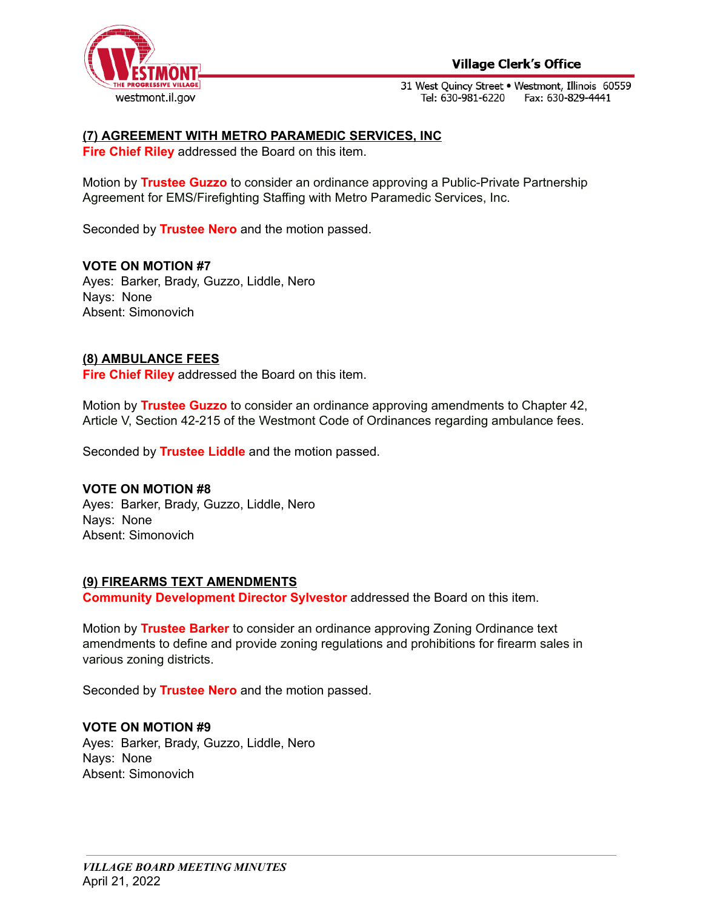## (7) AGREEMENT WITH METRO PARAMEDIC SERVICES, INC

**Fire Chief Riley** addressed the Board on this item.

Motion by **Trustee Guzzo** to consider an ordinance approving a Public-Private Partnership Agreement for EMS/Firefighting Staffing with Metro Paramedic Services, Inc.

Seconded by **Trustee Nero** and the motion passed.

**VOTE ON MOTION #7**

Ayes: Barker, Brady, Guzzo, Liddle, Nero
Nays: None
Absent: Simonovich

## (8) AMBULANCE FEES

**Fire Chief Riley** addressed the Board on this item.

Motion by **Trustee Guzzo** to consider an ordinance approving amendments to Chapter 42, Article V, Section 42-215 of the Westmont Code of Ordinances regarding ambulance fees.

Seconded by **Trustee Liddle** and the motion passed.

**VOTE ON MOTION #8**

Ayes: Barker, Brady, Guzzo, Liddle, Nero
Nays: None
Absent: Simonovich

## (9) FIREARMS TEXT AMENDMENTS

**Community Development Director Sylvestor** addressed the Board on this item.

Motion by **Trustee Barker** to consider an ordinance approving Zoning Ordinance text amendments to define and provide zoning regulations and prohibitions for firearm sales in various zoning districts.

Seconded by **Trustee Nero** and the motion passed.

**VOTE ON MOTION #9**

Ayes: Barker, Brady, Guzzo, Liddle, Nero
Nays: None
Absent: Simonovich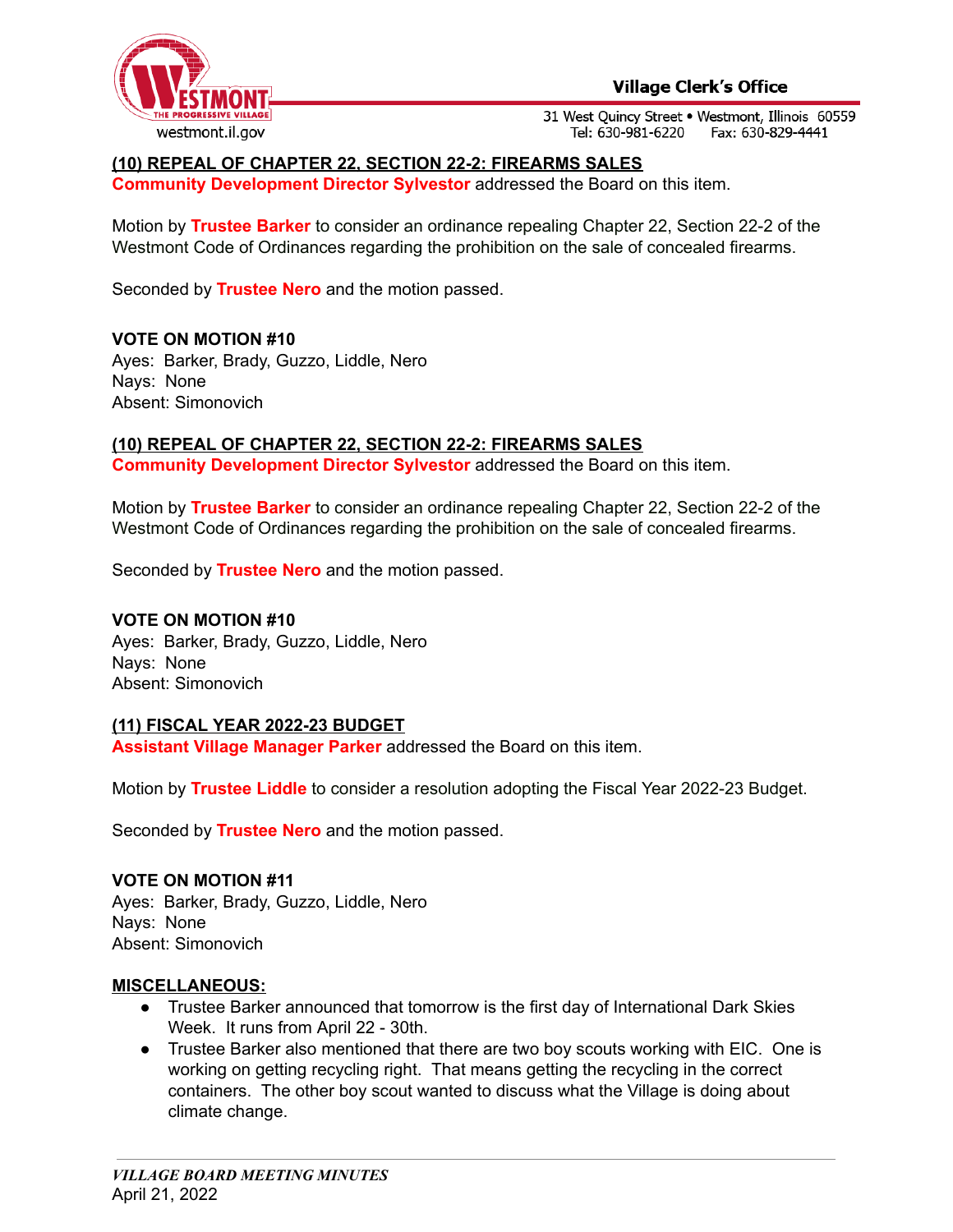**(10) REPEAL OF CHAPTER 22, SECTION 22-2: FIREARMS SALES**
**Community Development Director Sylvestor** addressed the Board on this item.

Motion by **Trustee Barker** to consider an ordinance repealing Chapter 22, Section 22-2 of the Westmont Code of Ordinances regarding the prohibition on the sale of concealed firearms.

Seconded by **Trustee Nero** and the motion passed.

**VOTE ON MOTION #10**
Ayes: Barker, Brady, Guzzo, Liddle, Nero
Nays: None
Absent: Simonovich

**(10) REPEAL OF CHAPTER 22, SECTION 22-2: FIREARMS SALES**
**Community Development Director Sylvestor** addressed the Board on this item.

Motion by **Trustee Barker** to consider an ordinance repealing Chapter 22, Section 22-2 of the Westmont Code of Ordinances regarding the prohibition on the sale of concealed firearms.

Seconded by **Trustee Nero** and the motion passed.

**VOTE ON MOTION #10**
Ayes: Barker, Brady, Guzzo, Liddle, Nero
Nays: None
Absent: Simonovich

**(11) FISCAL YEAR 2022-23 BUDGET**
**Assistant Village Manager Parker** addressed the Board on this item.

Motion by **Trustee Liddle** to consider a resolution adopting the Fiscal Year 2022-23 Budget.

Seconded by **Trustee Nero** and the motion passed.

**VOTE ON MOTION #11**
Ayes: Barker, Brady, Guzzo, Liddle, Nero
Nays: None
Absent: Simonovich

**MISCELLANEOUS:**

- Trustee Barker announced that tomorrow is the first day of International Dark Skies Week. It runs from April 22 - 30th.
- Trustee Barker also mentioned that there are two boy scouts working with EIC. One is working on getting recycling right. That means getting the recycling in the correct containers. The other boy scout wanted to discuss what the Village is doing about climate change.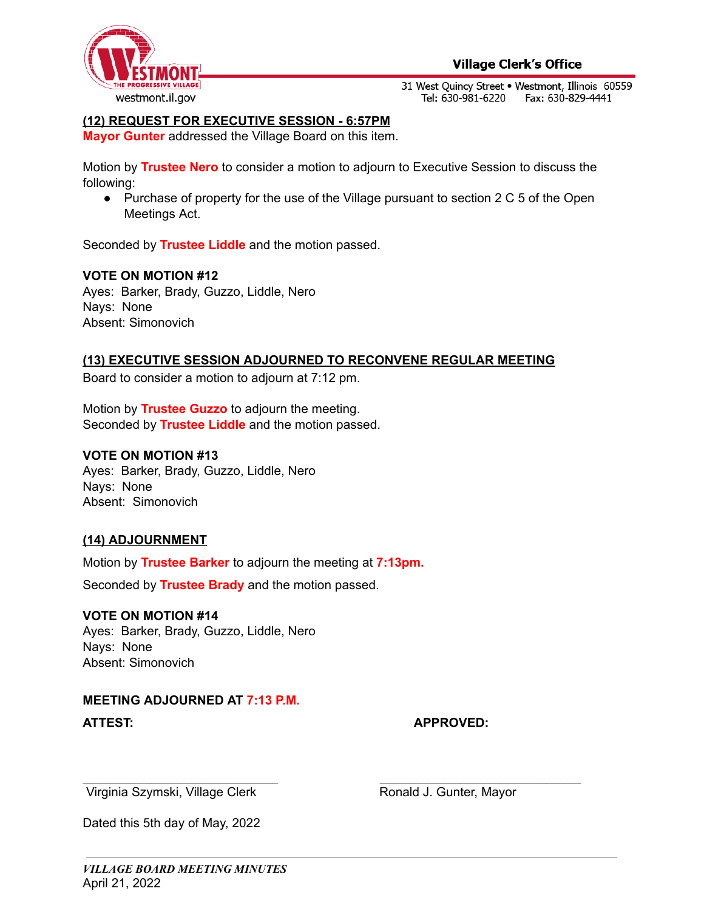**(12) REQUEST FOR EXECUTIVE SESSION - 6:57PM**

**Mayor Gunter** addressed the Village Board on this item.

Motion by **Trustee Nero** to consider a motion to adjourn to Executive Session to discuss the following:

- Purchase of property for the use of the Village pursuant to section 2 C 5 of the Open Meetings Act.

Seconded by **Trustee Liddle** and the motion passed.

**VOTE ON MOTION #12**
Ayes: Barker, Brady, Guzzo, Liddle, Nero
Nays: None
Absent: Simonovich

**(13) EXECUTIVE SESSION ADJOURNED TO RECONVENE REGULAR MEETING**

Board to consider a motion to adjourn at 7:12 pm.

Motion by **Trustee Guzzo** to adjourn the meeting.
Seconded by **Trustee Liddle** and the motion passed.

**VOTE ON MOTION #13**
Ayes: Barker, Brady, Guzzo, Liddle, Nero
Nays: None
Absent: Simonovich

**(14) ADJOURNMENT**

Motion by **Trustee Barker** to adjourn the meeting at **7:13pm.**

Seconded by **Trustee Brady** and the motion passed.

**VOTE ON MOTION #14**
Ayes: Barker, Brady, Guzzo, Liddle, Nero
Nays: None
Absent: Simonovich

**MEETING ADJOURNED AT 7:13 P.M.**

**ATTEST:** **APPROVED:**

Virginia Szymski, Village Clerk

Ronald J. Gunter, Mayor

Dated this 5th day of May, 2022